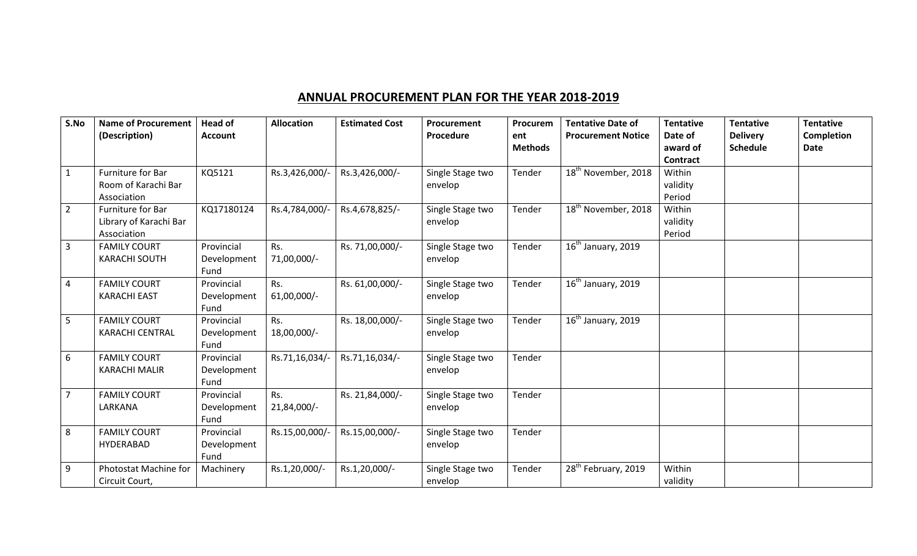# ANNUAL PROCUREMENT PLAN FOR THE YEAR 2018-2019

| S.No | Name of Procurement (Description) | Head of Account | Allocation | Estimated Cost | Procurement Procedure | Procurement Methods | Tentative Date of Procurement Notice | Tentative Date of award of Contract | Tentative Delivery Schedule | Tentative Completion Date |
|---|---|---|---|---|---|---|---|---|---|---|
| 1 | Furniture for Bar Room of Karachi Bar Association | KQ5121 | Rs.3,426,000/- | Rs.3,426,000/- | Single Stage two envelop | Tender | 18th November, 2018 | Within validity Period | | |
| 2 | Furniture for Bar Library of Karachi Bar Association | KQ17180124 | Rs.4,784,000/- | Rs.4,678,825/- | Single Stage two envelop | Tender | 18th November, 2018 | Within validity Period | | |
| 3 | FAMILY COURT KARACHI SOUTH | Provincial Development Fund | Rs. 71,00,000/- | Rs. 71,00,000/- | Single Stage two envelop | Tender | 16th January, 2019 | | | |
| 4 | FAMILY COURT KARACHI EAST | Provincial Development Fund | Rs. 61,00,000/- | Rs. 61,00,000/- | Single Stage two envelop | Tender | 16th January, 2019 | | | |
| 5 | FAMILY COURT KARACHI CENTRAL | Provincial Development Fund | Rs. 18,00,000/- | Rs. 18,00,000/- | Single Stage two envelop | Tender | 16th January, 2019 | | | |
| 6 | FAMILY COURT KARACHI MALIR | Provincial Development Fund | Rs.71,16,034/- | Rs.71,16,034/- | Single Stage two envelop | Tender | | | | |
| 7 | FAMILY COURT LARKANA | Provincial Development Fund | Rs. 21,84,000/- | Rs. 21,84,000/- | Single Stage two envelop | Tender | | | | |
| 8 | FAMILY COURT HYDERABAD | Provincial Development Fund | Rs.15,00,000/- | Rs.15,00,000/- | Single Stage two envelop | Tender | | | | |
| 9 | Photostat Machine for Circuit Court, | Machinery | Rs.1,20,000/- | Rs.1,20,000/- | Single Stage two envelop | Tender | 28th February, 2019 | Within validity | | |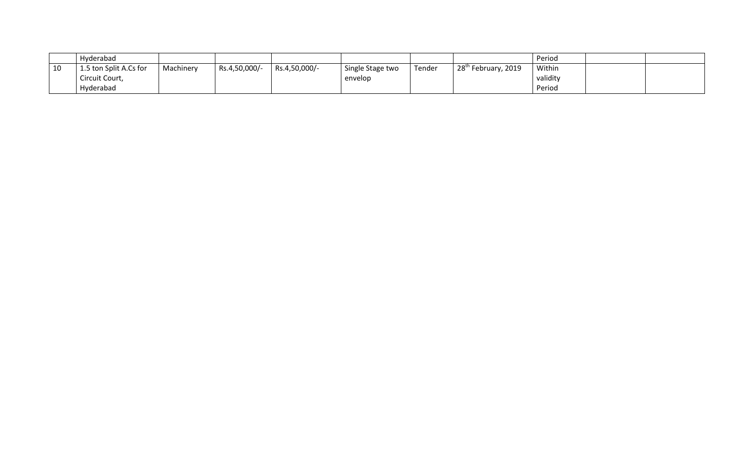| | | | | | | | | | | |
|---|---|---|---|---|---|---|---|---|---|---|
| | Hyderabad | | | | | | | Period | | |
| 10 | 1.5 ton Split A.Cs for Circuit Court, Hyderabad | Machinery | Rs.4,50,000/- | Rs.4,50,000/- | Single Stage two envelop | Tender | 28th February, 2019 | Within validity Period | | |